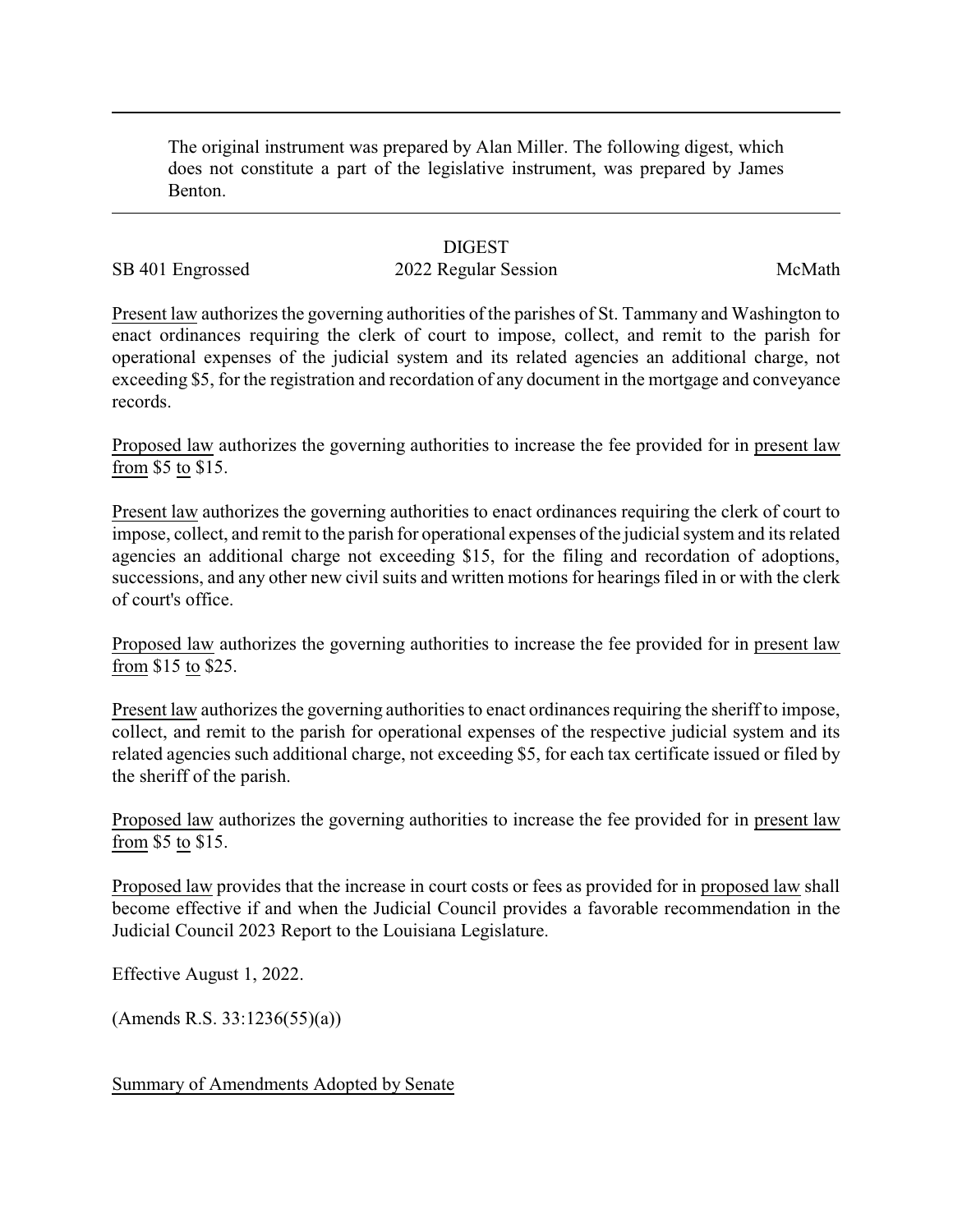The original instrument was prepared by Alan Miller. The following digest, which does not constitute a part of the legislative instrument, was prepared by James Benton.

---

DIGEST

SB 401 Engrossed 2022 Regular Session McMath

Present law authorizes the governing authorities of the parishes of St. Tammany and Washington to enact ordinances requiring the clerk of court to impose, collect, and remit to the parish for operational expenses of the judicial system and its related agencies an additional charge, not exceeding $5, for the registration and recordation of any document in the mortgage and conveyance records.

Proposed law authorizes the governing authorities to increase the fee provided for in present law from $5 to $15.

Present law authorizes the governing authorities to enact ordinances requiring the clerk of court to impose, collect, and remit to the parish for operational expenses of the judicial system and its related agencies an additional charge not exceeding $15, for the filing and recordation of adoptions, successions, and any other new civil suits and written motions for hearings filed in or with the clerk of court's office.

Proposed law authorizes the governing authorities to increase the fee provided for in present law from $15 to $25.

Present law authorizes the governing authorities to enact ordinances requiring the sheriff to impose, collect, and remit to the parish for operational expenses of the respective judicial system and its related agencies such additional charge, not exceeding $5, for each tax certificate issued or filed by the sheriff of the parish.

Proposed law authorizes the governing authorities to increase the fee provided for in present law from $5 to $15.

Proposed law provides that the increase in court costs or fees as provided for in proposed law shall become effective if and when the Judicial Council provides a favorable recommendation in the Judicial Council 2023 Report to the Louisiana Legislature.

Effective August 1, 2022.

(Amends R.S. 33:1236(55)(a))

Summary of Amendments Adopted by Senate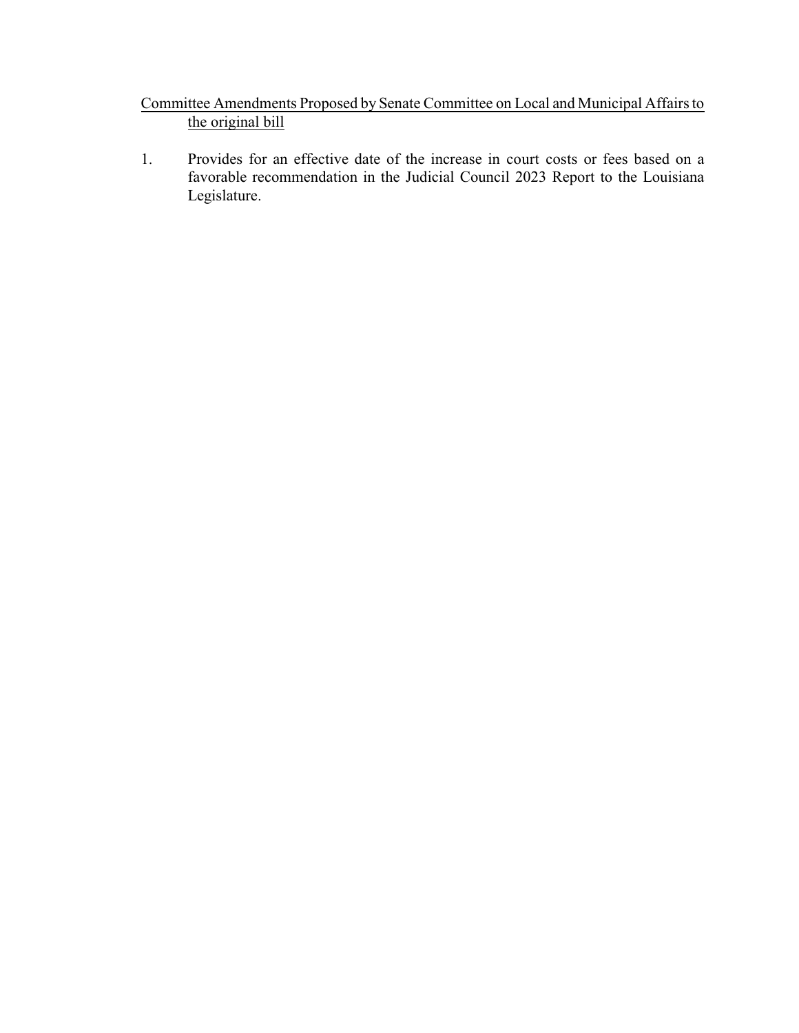<u>Committee Amendments Proposed by Senate Committee on Local and Municipal Affairs to the original bill</u>

1. Provides for an effective date of the increase in court costs or fees based on a favorable recommendation in the Judicial Council 2023 Report to the Louisiana Legislature.